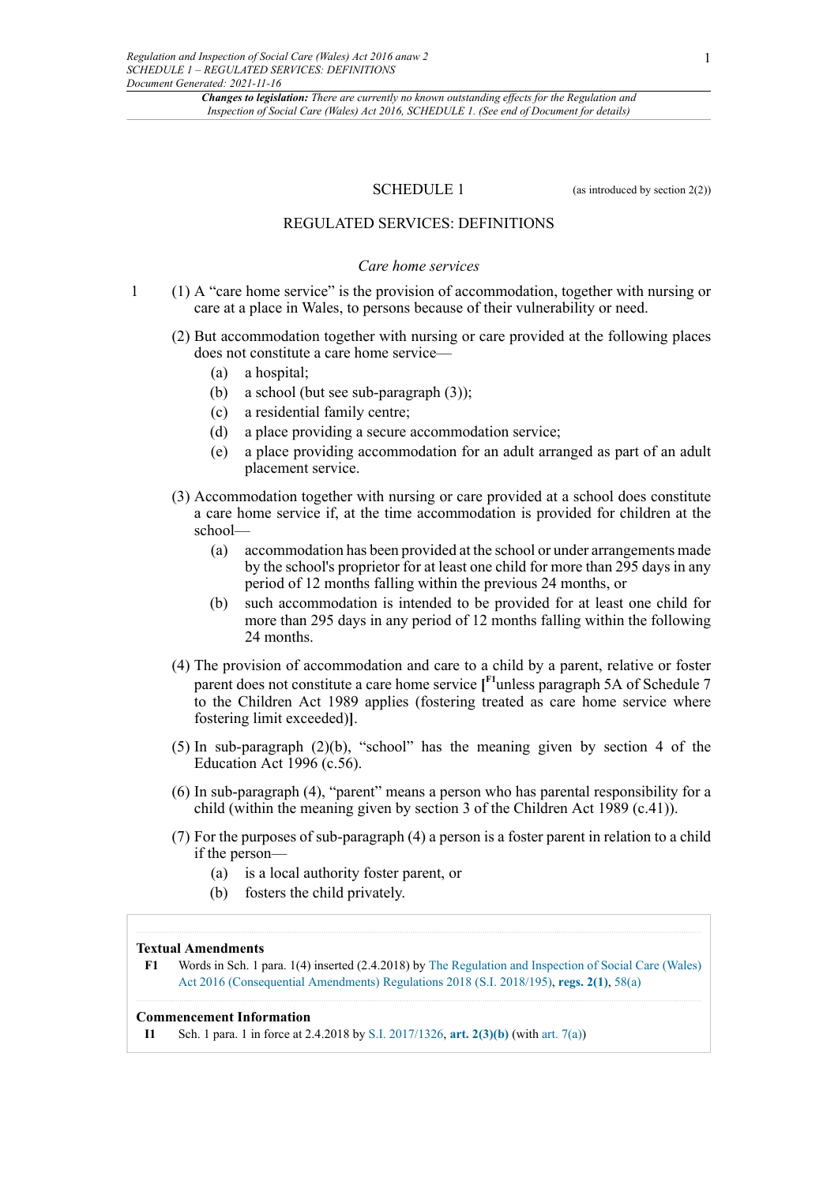# SCHEDULE 1

(as introduced by section 2(2))

## REGULATED SERVICES: DEFINITIONS

### *Care home services*

1 (1) A "care home service" is the provision of accommodation, together with nursing or care at a place in Wales, to persons because of their vulnerability or need.

(2) But accommodation together with nursing or care provided at the following places does not constitute a care home service—

- (a) a hospital;
- (b) a school (but see sub-paragraph (3));
- (c) a residential family centre;
- (d) a place providing a secure accommodation service;
- (e) a place providing accommodation for an adult arranged as part of an adult placement service.

(3) Accommodation together with nursing or care provided at a school does constitute a care home service if, at the time accommodation is provided for children at the school—

- (a) accommodation has been provided at the school or under arrangements made by the school's proprietor for at least one child for more than 295 days in any period of 12 months falling within the previous 24 months, or
- (b) such accommodation is intended to be provided for at least one child for more than 295 days in any period of 12 months falling within the following 24 months.

(4) The provision of accommodation and care to a child by a parent, relative or foster parent does not constitute a care home service [[F1]unless paragraph 5A of Schedule 7 to the Children Act 1989 applies (fostering treated as care home service where fostering limit exceeded)].

(5) In sub-paragraph (2)(b), "school" has the meaning given by section 4 of the Education Act 1996 (c.56).

(6) In sub-paragraph (4), "parent" means a person who has parental responsibility for a child (within the meaning given by section 3 of the Children Act 1989 (c.41)).

(7) For the purposes of sub-paragraph (4) a person is a foster parent in relation to a child if the person—

- (a) is a local authority foster parent, or
- (b) fosters the child privately.

**Textual Amendments**

**F1** Words in Sch. 1 para. 1(4) inserted (2.4.2018) by The Regulation and Inspection of Social Care (Wales) Act 2016 (Consequential Amendments) Regulations 2018 (S.I. 2018/195), **regs. 2(1)**, 58(a)

**Commencement Information**

**I1** Sch. 1 para. 1 in force at 2.4.2018 by S.I. 2017/1326, **art. 2(3)(b)** (with art. 7(a))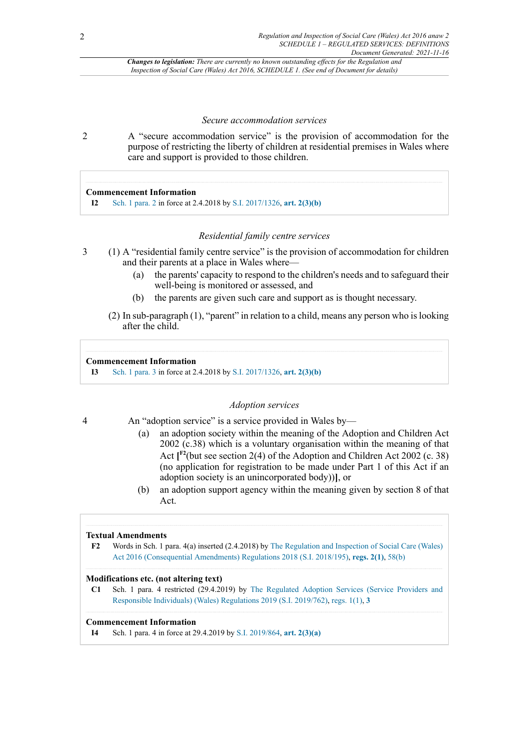*Changes to legislation: There are currently no known outstanding effects for the Regulation and Inspection of Social Care (Wales) Act 2016, SCHEDULE 1. (See end of Document for details)*

*Secure accommodation services*

2 A "secure accommodation service" is the provision of accommodation for the purpose of restricting the liberty of children at residential premises in Wales where care and support is provided to those children.

**Commencement Information**

**I2** Sch. 1 para. 2 in force at 2.4.2018 by S.I. 2017/1326, **art. 2(3)(b)**

*Residential family centre services*

3 (1) A "residential family centre service" is the provision of accommodation for children and their parents at a place in Wales where—

(a) the parents' capacity to respond to the children's needs and to safeguard their well-being is monitored or assessed, and

(b) the parents are given such care and support as is thought necessary.

(2) In sub-paragraph (1), "parent" in relation to a child, means any person who is looking after the child.

**Commencement Information**

**I3** Sch. 1 para. 3 in force at 2.4.2018 by S.I. 2017/1326, **art. 2(3)(b)**

*Adoption services*

4 An "adoption service" is a service provided in Wales by—

(a) an adoption society within the meaning of the Adoption and Children Act 2002 (c.38) which is a voluntary organisation within the meaning of that Act **[**[F2]​(but see section 2(4) of the Adoption and Children Act 2002 (c. 38) (no application for registration to be made under Part 1 of this Act if an adoption society is an unincorporated body))**]**, or

(b) an adoption support agency within the meaning given by section 8 of that Act.

**Textual Amendments**

**F2** Words in Sch. 1 para. 4(a) inserted (2.4.2018) by The Regulation and Inspection of Social Care (Wales) Act 2016 (Consequential Amendments) Regulations 2018 (S.I. 2018/195), **regs. 2(1)**, 58(b)

**Modifications etc. (not altering text)**

**C1** Sch. 1 para. 4 restricted (29.4.2019) by The Regulated Adoption Services (Service Providers and Responsible Individuals) (Wales) Regulations 2019 (S.I. 2019/762), regs. 1(1), **3**

**Commencement Information**

**I4** Sch. 1 para. 4 in force at 29.4.2019 by S.I. 2019/864, **art. 2(3)(a)**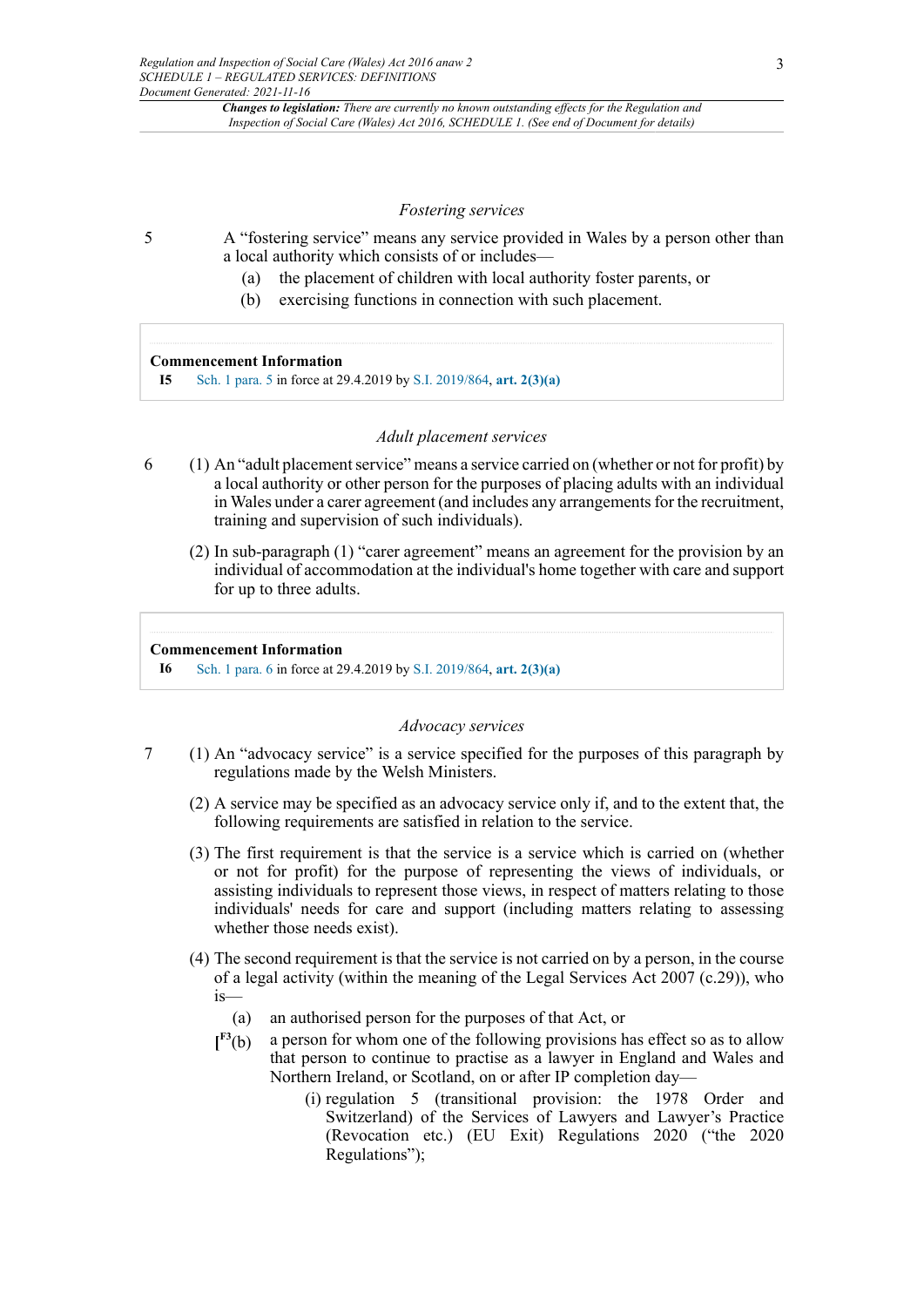### *Fostering services*

5 A "fostering service" means any service provided in Wales by a person other than a local authority which consists of or includes—

(a) the placement of children with local authority foster parents, or

(b) exercising functions in connection with such placement.

> **Commencement Information**
>
> **I5** Sch. 1 para. 5 in force at 29.4.2019 by S.I. 2019/864, **art. 2(3)(a)**

### *Adult placement services*

6 (1) An "adult placement service" means a service carried on (whether or not for profit) by a local authority or other person for the purposes of placing adults with an individual in Wales under a carer agreement (and includes any arrangements for the recruitment, training and supervision of such individuals).

(2) In sub-paragraph (1) "carer agreement" means an agreement for the provision by an individual of accommodation at the individual's home together with care and support for up to three adults.

> **Commencement Information**
>
> **I6** Sch. 1 para. 6 in force at 29.4.2019 by S.I. 2019/864, **art. 2(3)(a)**

### *Advocacy services*

7 (1) An "advocacy service" is a service specified for the purposes of this paragraph by regulations made by the Welsh Ministers.

(2) A service may be specified as an advocacy service only if, and to the extent that, the following requirements are satisfied in relation to the service.

(3) The first requirement is that the service is a service which is carried on (whether or not for profit) for the purpose of representing the views of individuals, or assisting individuals to represent those views, in respect of matters relating to those individuals' needs for care and support (including matters relating to assessing whether those needs exist).

(4) The second requirement is that the service is not carried on by a person, in the course of a legal activity (within the meaning of the Legal Services Act 2007 (c.29)), who is—

(a) an authorised person for the purposes of that Act, or

[[F3](b) a person for whom one of the following provisions has effect so as to allow that person to continue to practise as a lawyer in England and Wales and Northern Ireland, or Scotland, on or after IP completion day—

(i) regulation 5 (transitional provision: the 1978 Order and Switzerland) of the Services of Lawyers and Lawyer's Practice (Revocation etc.) (EU Exit) Regulations 2020 ("the 2020 Regulations");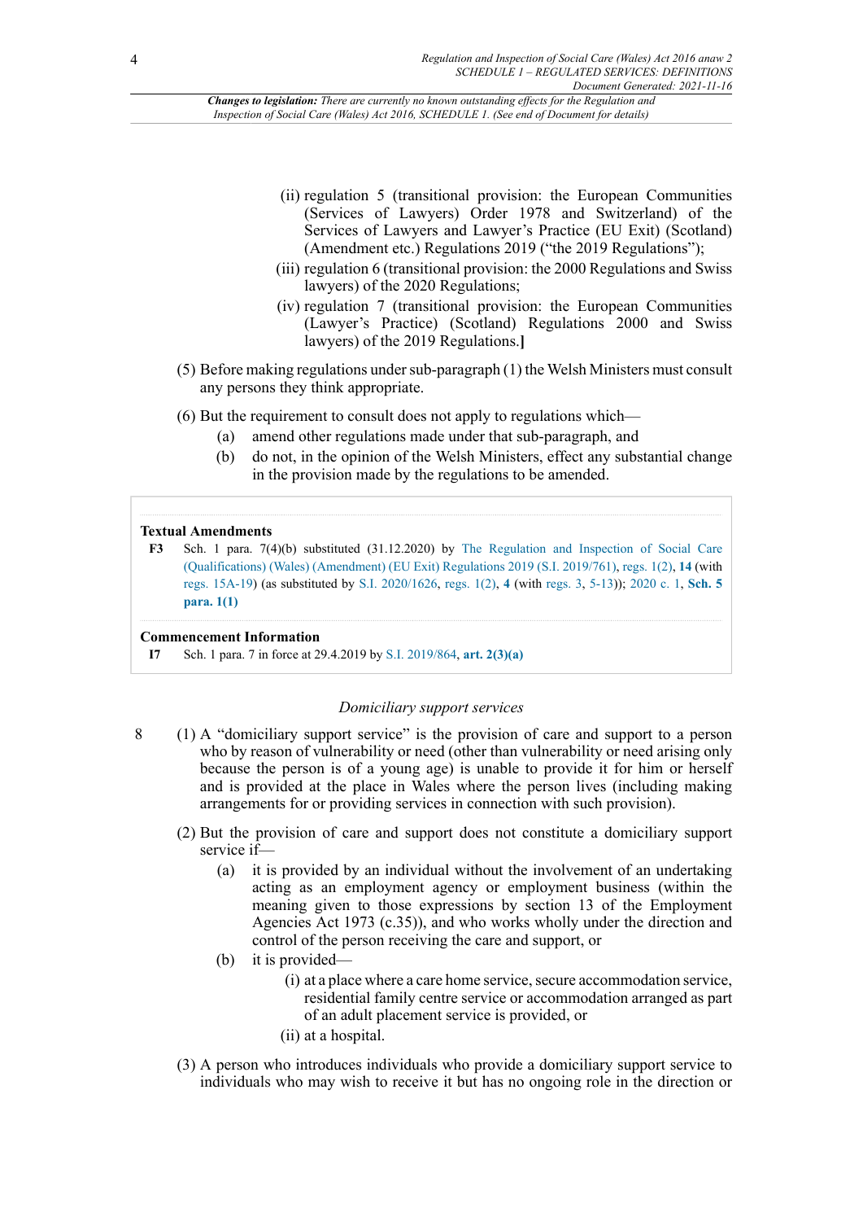(ii) regulation 5 (transitional provision: the European Communities (Services of Lawyers) Order 1978 and Switzerland) of the Services of Lawyers and Lawyer's Practice (EU Exit) (Scotland) (Amendment etc.) Regulations 2019 ("the 2019 Regulations");

(iii) regulation 6 (transitional provision: the 2000 Regulations and Swiss lawyers) of the 2020 Regulations;

(iv) regulation 7 (transitional provision: the European Communities (Lawyer's Practice) (Scotland) Regulations 2000 and Swiss lawyers) of the 2019 Regulations.]

(5) Before making regulations under sub-paragraph (1) the Welsh Ministers must consult any persons they think appropriate.

(6) But the requirement to consult does not apply to regulations which—

(a) amend other regulations made under that sub-paragraph, and

(b) do not, in the opinion of the Welsh Ministers, effect any substantial change in the provision made by the regulations to be amended.

**Textual Amendments**

**F3** Sch. 1 para. 7(4)(b) substituted (31.12.2020) by The Regulation and Inspection of Social Care (Qualifications) (Wales) (Amendment) (EU Exit) Regulations 2019 (S.I. 2019/761), regs. 1(2), **14** (with regs. 15A-19) (as substituted by S.I. 2020/1626, regs. 1(2), **4** (with regs. 3, 5-13)); 2020 c. 1, **Sch. 5 para. 1(1)**

**Commencement Information**

**I7** Sch. 1 para. 7 in force at 29.4.2019 by S.I. 2019/864, **art. 2(3)(a)**

*Domiciliary support services*

8 (1) A "domiciliary support service" is the provision of care and support to a person who by reason of vulnerability or need (other than vulnerability or need arising only because the person is of a young age) is unable to provide it for him or herself and is provided at the place in Wales where the person lives (including making arrangements for or providing services in connection with such provision).

(2) But the provision of care and support does not constitute a domiciliary support service if—

(a) it is provided by an individual without the involvement of an undertaking acting as an employment agency or employment business (within the meaning given to those expressions by section 13 of the Employment Agencies Act 1973 (c.35)), and who works wholly under the direction and control of the person receiving the care and support, or

(b) it is provided—

(i) at a place where a care home service, secure accommodation service, residential family centre service or accommodation arranged as part of an adult placement service is provided, or

(ii) at a hospital.

(3) A person who introduces individuals who provide a domiciliary support service to individuals who may wish to receive it but has no ongoing role in the direction or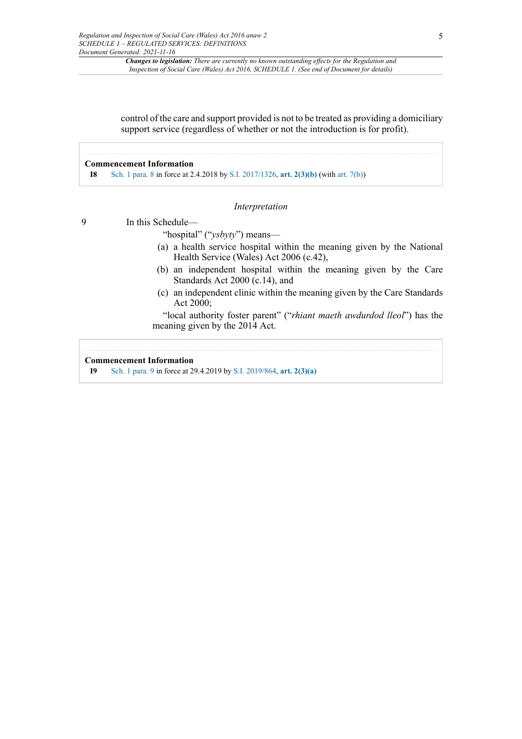control of the care and support provided is not to be treated as providing a domiciliary support service (regardless of whether or not the introduction is for profit).

**Commencement Information**

**I8** Sch. 1 para. 8 in force at 2.4.2018 by S.I. 2017/1326, **art. 2(3)(b)** (with art. 7(b))

*Interpretation*

9 In this Schedule—

"hospital" ("*ysbyty*") means—

(a) a health service hospital within the meaning given by the National Health Service (Wales) Act 2006 (c.42),

(b) an independent hospital within the meaning given by the Care Standards Act 2000 (c.14), and

(c) an independent clinic within the meaning given by the Care Standards Act 2000;

"local authority foster parent" ("*rhiant maeth awdurdod lleol*") has the meaning given by the 2014 Act.

**Commencement Information**

**I9** Sch. 1 para. 9 in force at 29.4.2019 by S.I. 2019/864, **art. 2(3)(a)**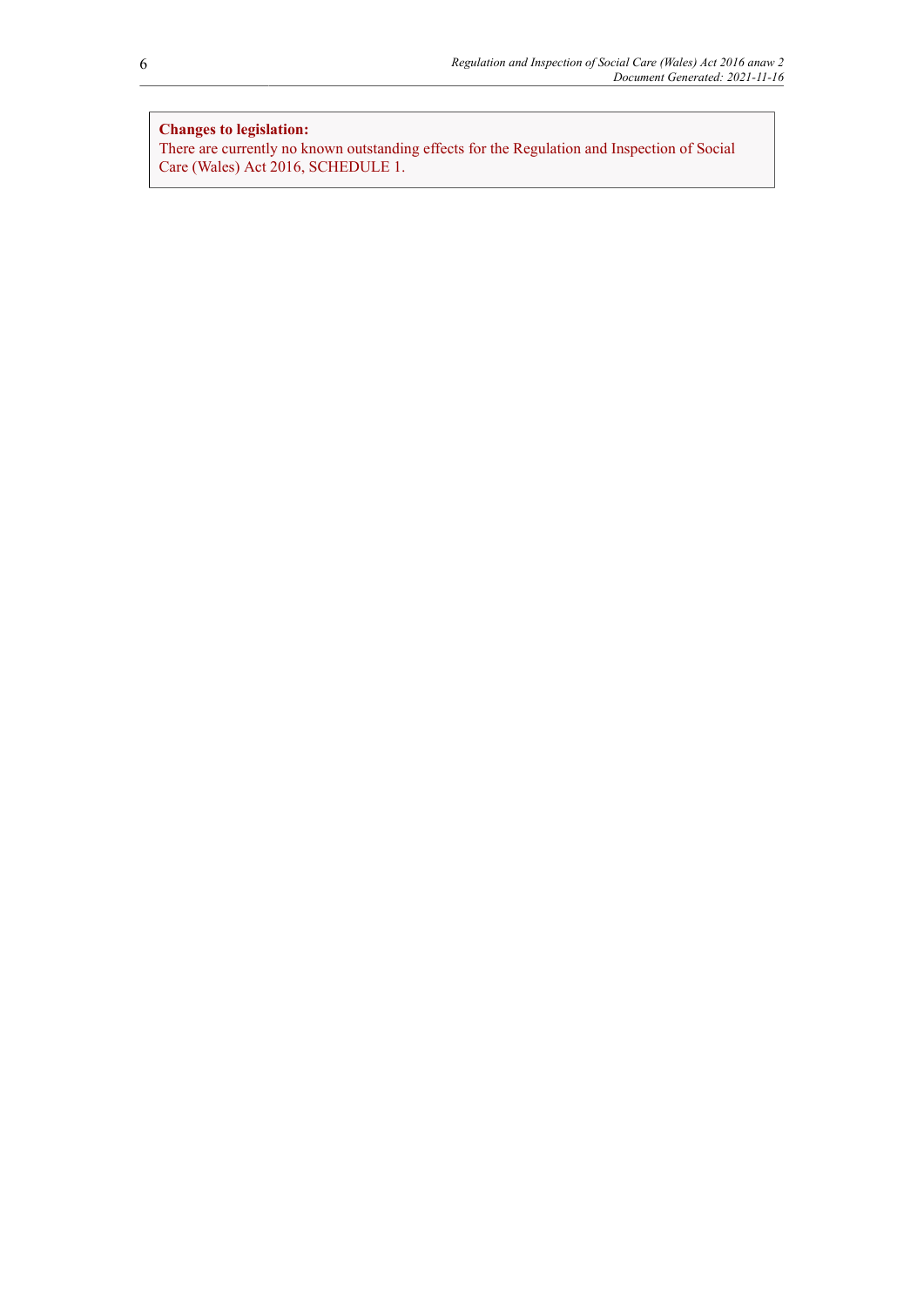**Changes to legislation:**
There are currently no known outstanding effects for the Regulation and Inspection of Social Care (Wales) Act 2016, SCHEDULE 1.